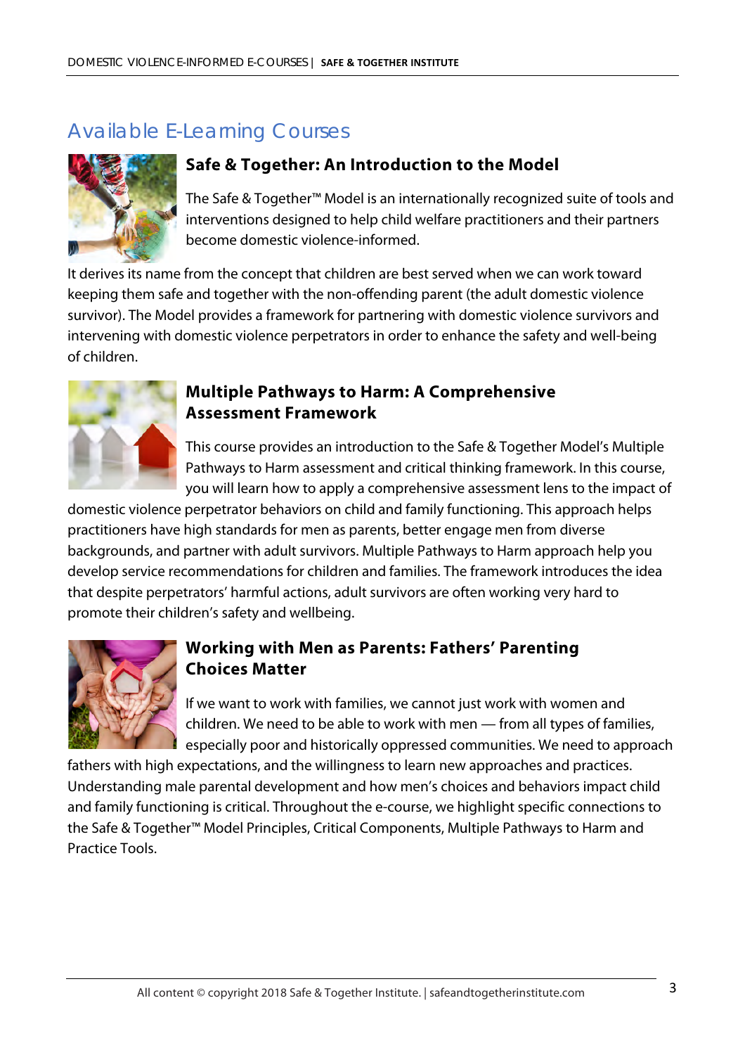# Available E-Learning Courses

## Safe & Together: An Introduction to the Model

The Safe & Together™ Model is an internationally recognized suite of tools and interventions designed to help child welfare practitioners and their partners become domestic violence-informed.

It derives its name from the concept that children are best served when we can work toward keeping them safe and together with the non-offending parent (the adult domestic violence survivor). The Model provides a framework for partnering with domestic violence survivors and intervening with domestic violence perpetrators in order to enhance the safety and well-being of children.

## Multiple Pathways to Harm: A Comprehensive Assessment Framework

This course provides an introduction to the Safe & Together Model's Multiple Pathways to Harm assessment and critical thinking framework. In this course, you will learn how to apply a comprehensive assessment lens to the impact of domestic violence perpetrator behaviors on child and family functioning. This approach helps practitioners have high standards for men as parents, better engage men from diverse backgrounds, and partner with adult survivors. Multiple Pathways to Harm approach help you develop service recommendations for children and families. The framework introduces the idea that despite perpetrators' harmful actions, adult survivors are often working very hard to promote their children's safety and wellbeing.

## Working with Men as Parents: Fathers' Parenting Choices Matter

If we want to work with families, we cannot just work with women and children. We need to be able to work with men — from all types of families, especially poor and historically oppressed communities. We need to approach fathers with high expectations, and the willingness to learn new approaches and practices. Understanding male parental development and how men's choices and behaviors impact child and family functioning is critical. Throughout the e-course, we highlight specific connections to the Safe & Together™ Model Principles, Critical Components, Multiple Pathways to Harm and Practice Tools.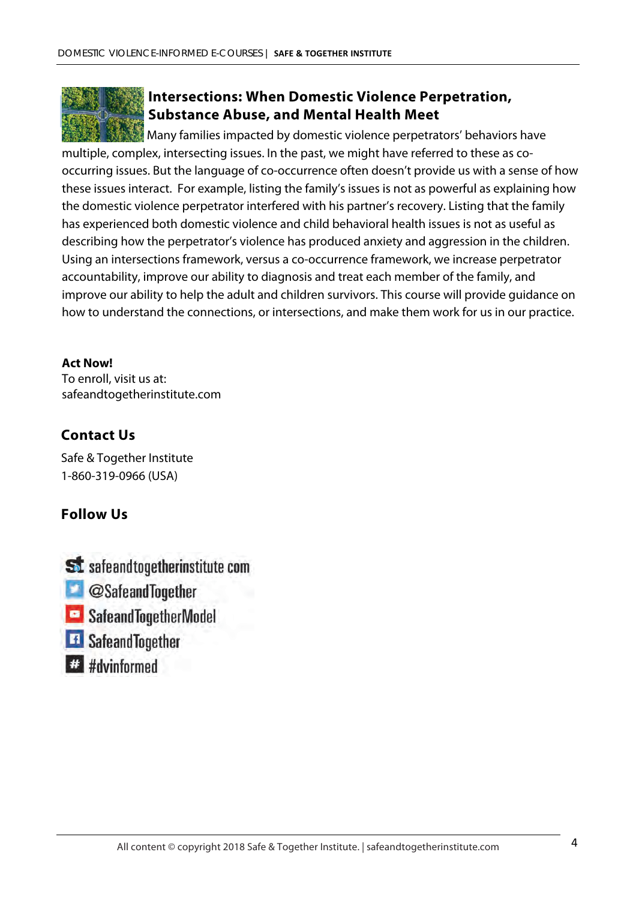## Intersections: When Domestic Violence Perpetration, Substance Abuse, and Mental Health Meet

Many families impacted by domestic violence perpetrators' behaviors have multiple, complex, intersecting issues. In the past, we might have referred to these as co-occurring issues. But the language of co-occurrence often doesn't provide us with a sense of how these issues interact. For example, listing the family's issues is not as powerful as explaining how the domestic violence perpetrator interfered with his partner's recovery. Listing that the family has experienced both domestic violence and child behavioral health issues is not as useful as describing how the perpetrator's violence has produced anxiety and aggression in the children. Using an intersections framework, versus a co-occurrence framework, we increase perpetrator accountability, improve our ability to diagnosis and treat each member of the family, and improve our ability to help the adult and children survivors. This course will provide guidance on how to understand the connections, or intersections, and make them work for us in our practice.

**Act Now!**
To enroll, visit us at:
safeandtogetherinstitute.com

## Contact Us

Safe & Together Institute
1-860-319-0966 (USA)

## Follow Us

safeandtogetherinstitute com
@SafeandTogether
SafeandTogetherModel
SafeandTogether
#dvinformed